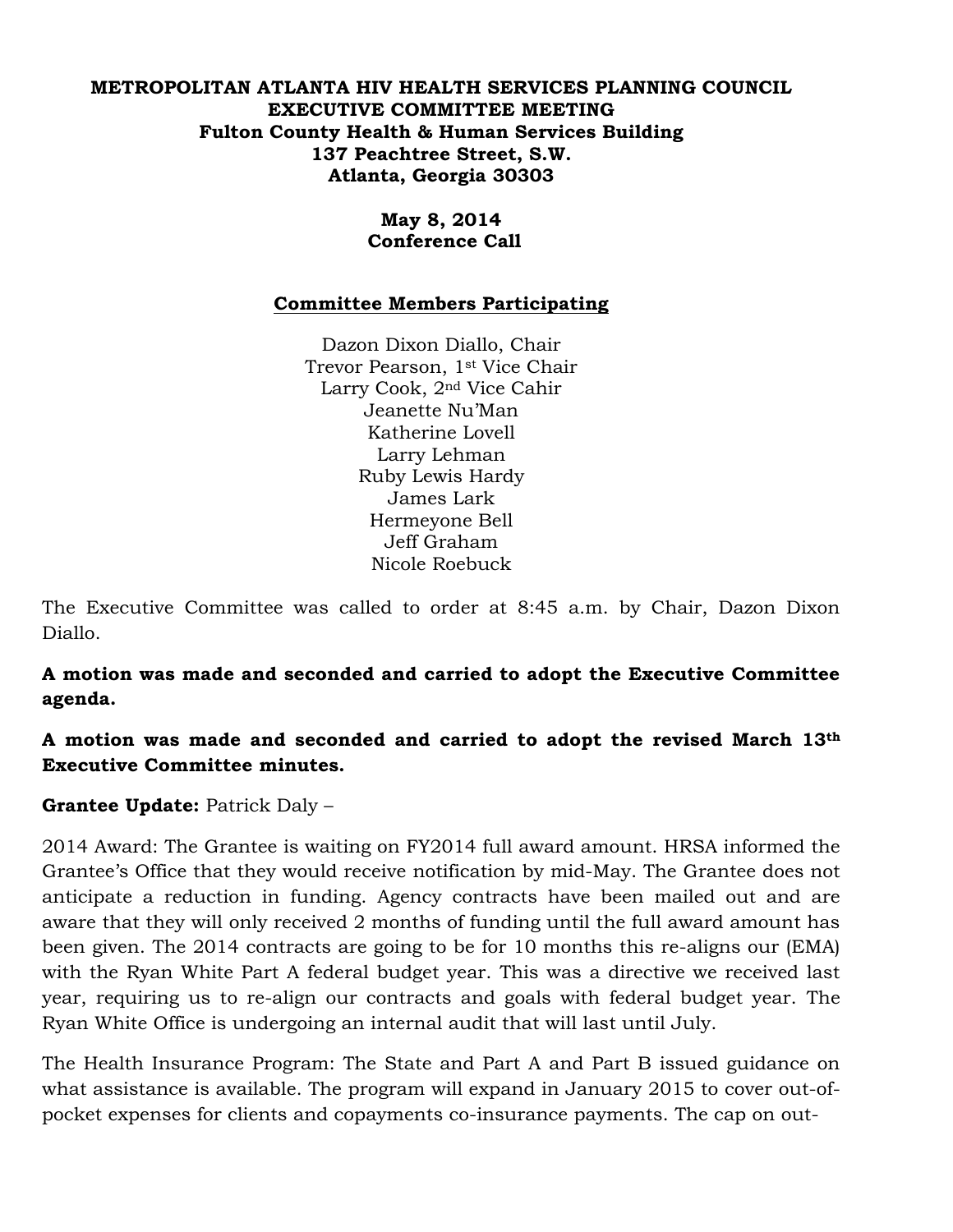**METROPOLITAN ATLANTA HIV HEALTH SERVICES PLANNING COUNCIL**
**EXECUTIVE COMMITTEE MEETING**
**Fulton County Health & Human Services Building**
**137 Peachtree Street, S.W.**
**Atlanta, Georgia 30303**

**May 8, 2014**
**Conference Call**

**Committee Members Participating**

Dazon Dixon Diallo, Chair
Trevor Pearson, 1st Vice Chair
Larry Cook, 2nd Vice Cahir
Jeanette Nu'Man
Katherine Lovell
Larry Lehman
Ruby Lewis Hardy
James Lark
Hermeyone Bell
Jeff Graham
Nicole Roebuck

The Executive Committee was called to order at 8:45 a.m. by Chair, Dazon Dixon Diallo.

**A motion was made and seconded and carried to adopt the Executive Committee agenda.**

**A motion was made and seconded and carried to adopt the revised March 13th Executive Committee minutes.**

**Grantee Update:** Patrick Daly –

2014 Award: The Grantee is waiting on FY2014 full award amount. HRSA informed the Grantee's Office that they would receive notification by mid-May. The Grantee does not anticipate a reduction in funding. Agency contracts have been mailed out and are aware that they will only received 2 months of funding until the full award amount has been given. The 2014 contracts are going to be for 10 months this re-aligns our (EMA) with the Ryan White Part A federal budget year. This was a directive we received last year, requiring us to re-align our contracts and goals with federal budget year. The Ryan White Office is undergoing an internal audit that will last until July.

The Health Insurance Program: The State and Part A and Part B issued guidance on what assistance is available. The program will expand in January 2015 to cover out-of-pocket expenses for clients and copayments co-insurance payments. The cap on out-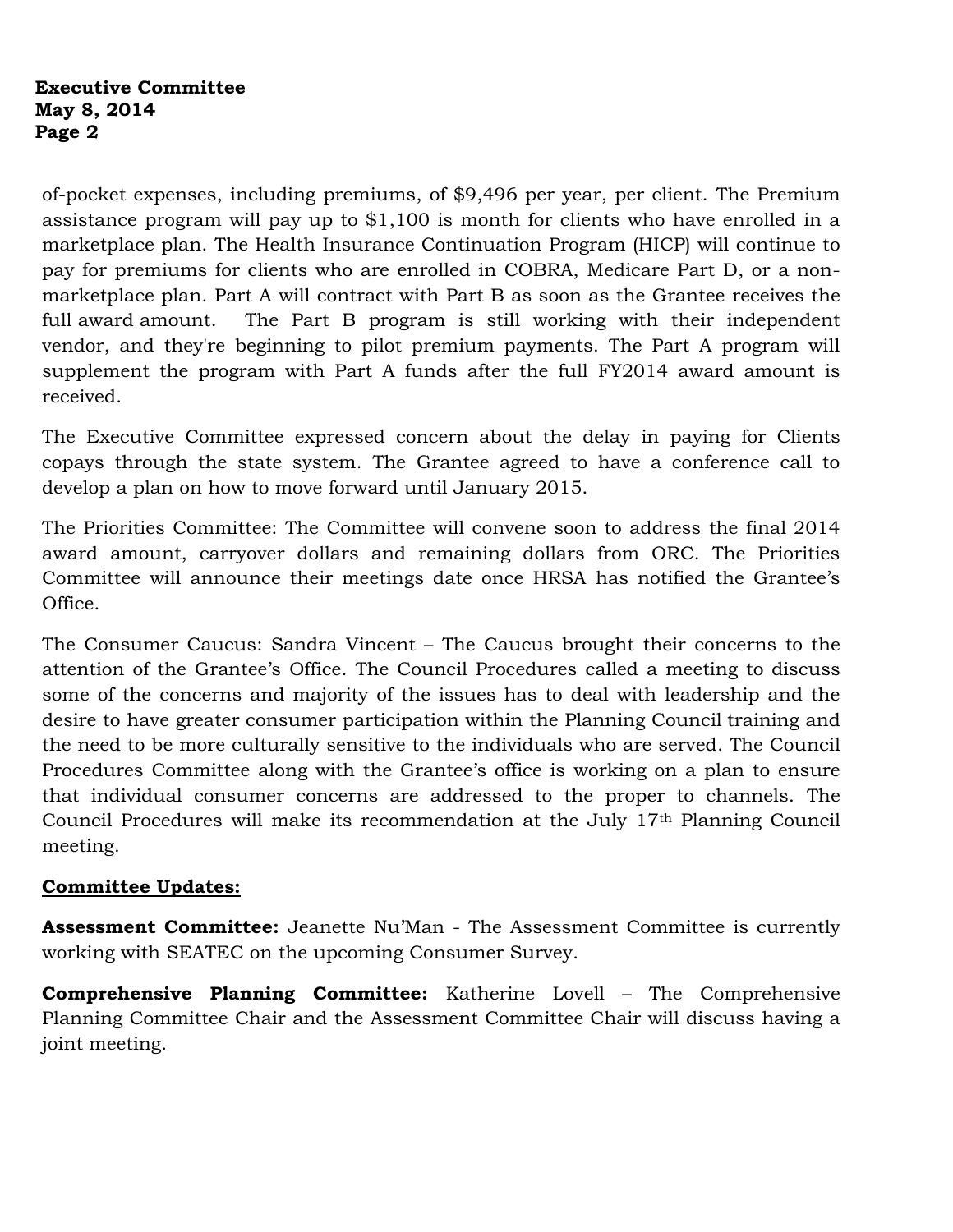of-pocket expenses, including premiums, of $9,496 per year, per client. The Premium assistance program will pay up to $1,100 is month for clients who have enrolled in a marketplace plan. The Health Insurance Continuation Program (HICP) will continue to pay for premiums for clients who are enrolled in COBRA, Medicare Part D, or a non-marketplace plan. Part A will contract with Part B as soon as the Grantee receives the full award amount. The Part B program is still working with their independent vendor, and they're beginning to pilot premium payments. The Part A program will supplement the program with Part A funds after the full FY2014 award amount is received.

The Executive Committee expressed concern about the delay in paying for Clients copays through the state system. The Grantee agreed to have a conference call to develop a plan on how to move forward until January 2015.

The Priorities Committee: The Committee will convene soon to address the final 2014 award amount, carryover dollars and remaining dollars from ORC. The Priorities Committee will announce their meetings date once HRSA has notified the Grantee's Office.

The Consumer Caucus: Sandra Vincent – The Caucus brought their concerns to the attention of the Grantee's Office. The Council Procedures called a meeting to discuss some of the concerns and majority of the issues has to deal with leadership and the desire to have greater consumer participation within the Planning Council training and the need to be more culturally sensitive to the individuals who are served. The Council Procedures Committee along with the Grantee's office is working on a plan to ensure that individual consumer concerns are addressed to the proper to channels. The Council Procedures will make its recommendation at the July 17th Planning Council meeting.

**Committee Updates:**

**Assessment Committee:** Jeanette Nu'Man - The Assessment Committee is currently working with SEATEC on the upcoming Consumer Survey.

**Comprehensive Planning Committee:** Katherine Lovell – The Comprehensive Planning Committee Chair and the Assessment Committee Chair will discuss having a joint meeting.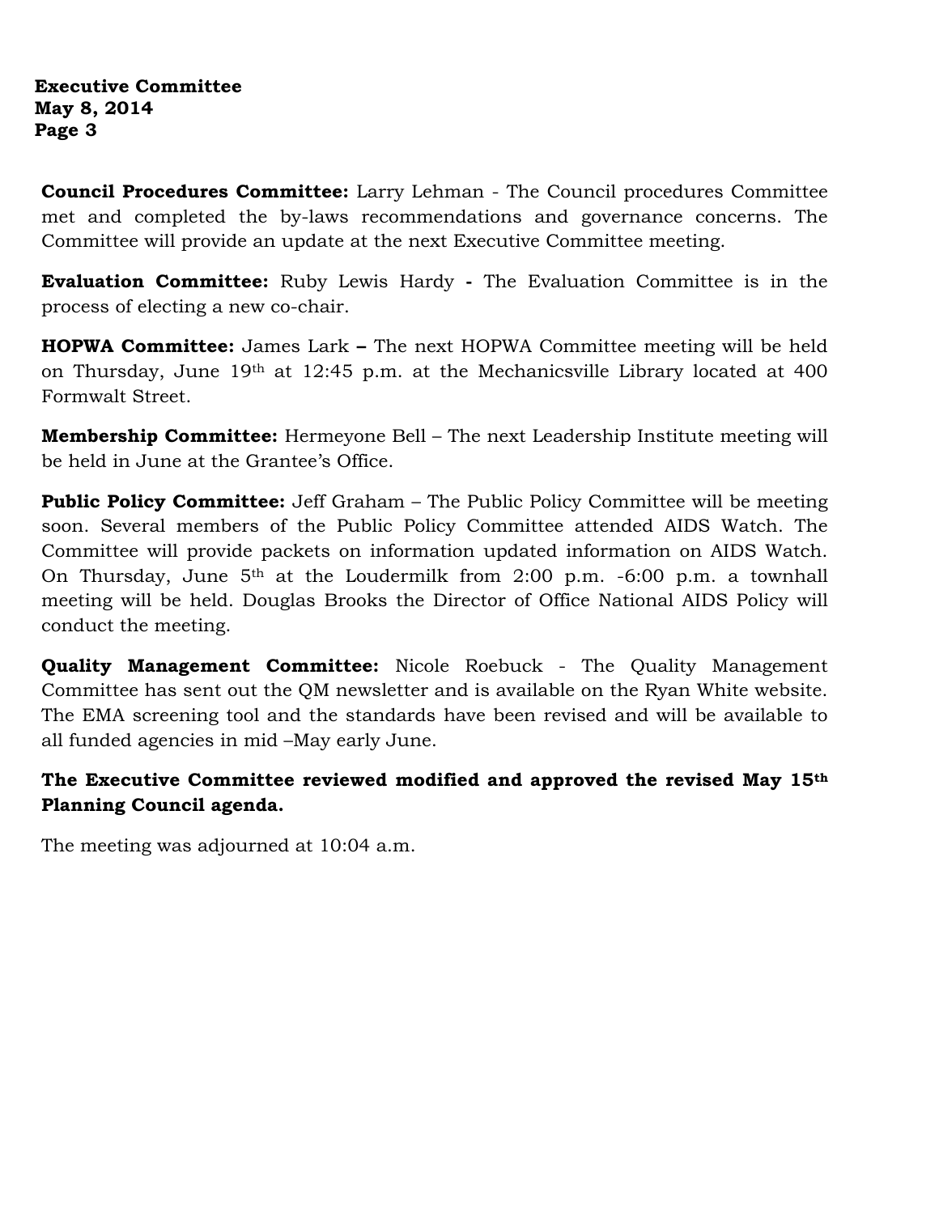**Council Procedures Committee:** Larry Lehman - The Council procedures Committee met and completed the by-laws recommendations and governance concerns. The Committee will provide an update at the next Executive Committee meeting.

**Evaluation Committee:** Ruby Lewis Hardy **-** The Evaluation Committee is in the process of electing a new co-chair.

**HOPWA Committee:** James Lark **–** The next HOPWA Committee meeting will be held on Thursday, June 19th at 12:45 p.m. at the Mechanicsville Library located at 400 Formwalt Street.

**Membership Committee:** Hermeyone Bell – The next Leadership Institute meeting will be held in June at the Grantee's Office.

**Public Policy Committee:** Jeff Graham – The Public Policy Committee will be meeting soon. Several members of the Public Policy Committee attended AIDS Watch. The Committee will provide packets on information updated information on AIDS Watch. On Thursday, June 5th at the Loudermilk from 2:00 p.m. -6:00 p.m. a townhall meeting will be held. Douglas Brooks the Director of Office National AIDS Policy will conduct the meeting.

**Quality Management Committee:** Nicole Roebuck - The Quality Management Committee has sent out the QM newsletter and is available on the Ryan White website. The EMA screening tool and the standards have been revised and will be available to all funded agencies in mid –May early June.

**The Executive Committee reviewed modified and approved the revised May 15th Planning Council agenda.**

The meeting was adjourned at 10:04 a.m.